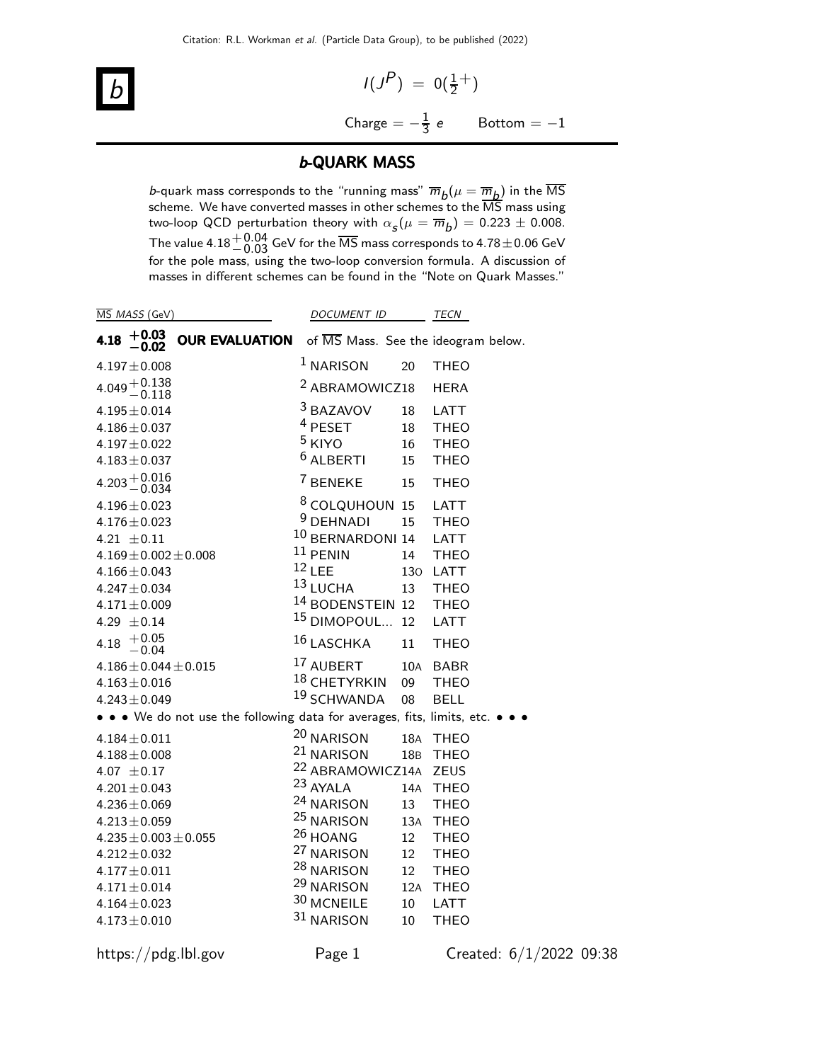Citation: R.L. Workman *et al.* (Particle Data Group), to be published (2022)

# $b$

$I(J^P) = 0(\frac{1}{2}^+)$

Charge $= -\frac{1}{3}$ $e$ Bottom $= -1$

## *b*-QUARK MASS

$b$-quark mass corresponds to the "running mass" $\overline{m}_b(\mu = \overline{m}_b)$ in the $\overline{\text{MS}}$ scheme. We have converted masses in other schemes to the $\overline{\text{MS}}$ mass using two-loop QCD perturbation theory with $\alpha_s(\mu = \overline{m}_b) = 0.223 \pm 0.008$. The value $4.18^{+0.04}_{-0.03}$ GeV for the $\overline{\text{MS}}$ mass corresponds to $4.78 \pm 0.06$ GeV for the pole mass, using the two-loop conversion formula. A discussion of masses in different schemes can be found in the "Note on Quark Masses."

| $\overline{\text{MS}}$ MASS (GeV) | DOCUMENT ID | | TECN |
|---|---|---|---|
| **$4.18^{+0.03}_{-0.02}$ OUR EVALUATION** | of $\overline{\text{MS}}$ Mass. See the ideogram below. | | |
| $4.197 \pm 0.008$ | [1] NARISON | 20 | THEO |
| $4.049^{+0.138}_{-0.118}$ | [2] ABRAMOWICZ | 18 | HERA |
| $4.195 \pm 0.014$ | [3] BAZAVOV | 18 | LATT |
| $4.186 \pm 0.037$ | [4] PESET | 18 | THEO |
| $4.197 \pm 0.022$ | [5] KIYO | 16 | THEO |
| $4.183 \pm 0.037$ | [6] ALBERTI | 15 | THEO |
| $4.203^{+0.016}_{-0.034}$ | [7] BENEKE | 15 | THEO |
| $4.196 \pm 0.023$ | [8] COLQUHOUN | 15 | LATT |
| $4.176 \pm 0.023$ | [9] DEHNADI | 15 | THEO |
| $4.21 \pm 0.11$ | [10] BERNARDONI | 14 | LATT |
| $4.169 \pm 0.002 \pm 0.008$ | [11] PENIN | 14 | THEO |
| $4.166 \pm 0.043$ | [12] LEE | 13O | LATT |
| $4.247 \pm 0.034$ | [13] LUCHA | 13 | THEO |
| $4.171 \pm 0.009$ | [14] BODENSTEIN | 12 | THEO |
| $4.29 \pm 0.14$ | [15] DIMOPOUL... | 12 | LATT |
| $4.18^{+0.05}_{-0.04}$ | [16] LASCHKA | 11 | THEO |
| $4.186 \pm 0.044 \pm 0.015$ | [17] AUBERT | 10A | BABR |
| $4.163 \pm 0.016$ | [18] CHETYRKIN | 09 | THEO |
| $4.243 \pm 0.049$ | [19] SCHWANDA | 08 | BELL |
| • • • We do not use the following data for averages, fits, limits, etc. • • • | | | |
| $4.184 \pm 0.011$ | [20] NARISON | 18A | THEO |
| $4.188 \pm 0.008$ | [21] NARISON | 18B | THEO |
| $4.07 \pm 0.17$ | [22] ABRAMOWICZ | 14A | ZEUS |
| $4.201 \pm 0.043$ | [23] AYALA | 14A | THEO |
| $4.236 \pm 0.069$ | [24] NARISON | 13 | THEO |
| $4.213 \pm 0.059$ | [25] NARISON | 13A | THEO |
| $4.235 \pm 0.003 \pm 0.055$ | [26] HOANG | 12 | THEO |
| $4.212 \pm 0.032$ | [27] NARISON | 12 | THEO |
| $4.177 \pm 0.011$ | [28] NARISON | 12 | THEO |
| $4.171 \pm 0.014$ | [29] NARISON | 12A | THEO |
| $4.164 \pm 0.023$ | [30] MCNEILE | 10 | LATT |
| $4.173 \pm 0.010$ | [31] NARISON | 10 | THEO |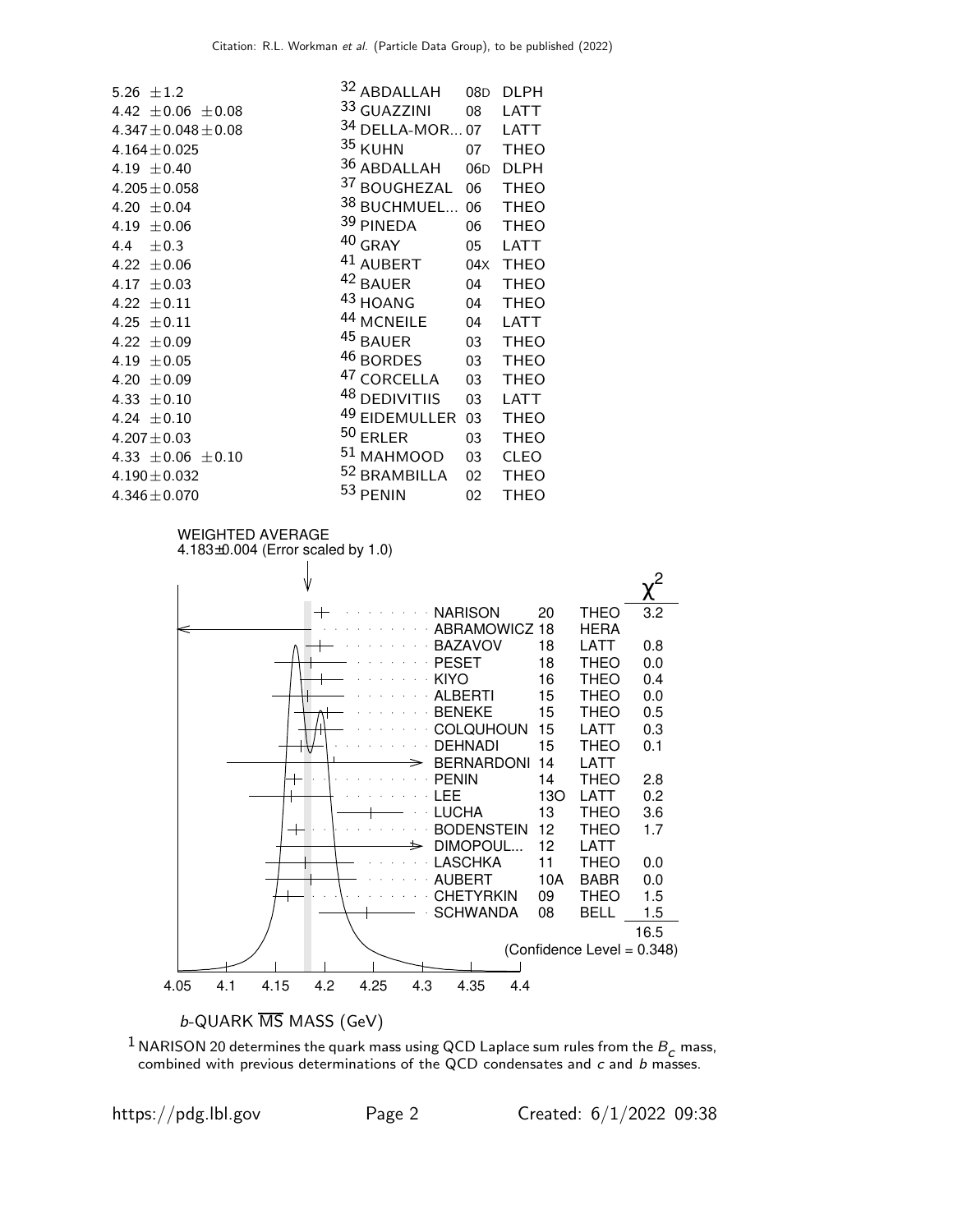| | | | |
|---|---|---|---|
| 5.26 $\pm$1.2 | [32] ABDALLAH | 08D | DLPH |
| 4.42 $\pm$0.06 $\pm$0.08 | [33] GUAZZINI | 08 | LATT |
| 4.347$\pm$0.048$\pm$0.08 | [34] DELLA-MOR... | 07 | LATT |
| 4.164$\pm$0.025 | [35] KUHN | 07 | THEO |
| 4.19 $\pm$0.40 | [36] ABDALLAH | 06D | DLPH |
| 4.205$\pm$0.058 | [37] BOUGHEZAL | 06 | THEO |
| 4.20 $\pm$0.04 | [38] BUCHMUEL... | 06 | THEO |
| 4.19 $\pm$0.06 | [39] PINEDA | 06 | THEO |
| 4.4 $\pm$0.3 | [40] GRAY | 05 | LATT |
| 4.22 $\pm$0.06 | [41] AUBERT | 04X | THEO |
| 4.17 $\pm$0.03 | [42] BAUER | 04 | THEO |
| 4.22 $\pm$0.11 | [43] HOANG | 04 | THEO |
| 4.25 $\pm$0.11 | [44] MCNEILE | 04 | LATT |
| 4.22 $\pm$0.09 | [45] BAUER | 03 | THEO |
| 4.19 $\pm$0.05 | [46] BORDES | 03 | THEO |
| 4.20 $\pm$0.09 | [47] CORCELLA | 03 | THEO |
| 4.33 $\pm$0.10 | [48] DEDIVITIIS | 03 | LATT |
| 4.24 $\pm$0.10 | [49] EIDEMULLER | 03 | THEO |
| 4.207$\pm$0.03 | [50] ERLER | 03 | THEO |
| 4.33 $\pm$0.06 $\pm$0.10 | [51] MAHMOOD | 03 | CLEO |
| 4.190$\pm$0.032 | [52] BRAMBILLA | 02 | THEO |
| 4.346$\pm$0.070 | [53] PENIN | 02 | THEO |

WEIGHTED AVERAGE
4.183±0.004 (Error scaled by 1.0)

| | | | $\chi^2$ |
|---|---|---|---|
| NARISON | 20 | THEO | 3.2 |
| ABRAMOWICZ | 18 | HERA | |
| BAZAVOV | 18 | LATT | 0.8 |
| PESET | 18 | THEO | 0.0 |
| KIYO | 16 | THEO | 0.4 |
| ALBERTI | 15 | THEO | 0.0 |
| BENEKE | 15 | THEO | 0.5 |
| COLQUHOUN | 15 | LATT | 0.3 |
| DEHNADI | 15 | THEO | 0.1 |
| BERNARDONI | 14 | LATT | |
| PENIN | 14 | THEO | 2.8 |
| LEE | 13O | LATT | 0.2 |
| LUCHA | 13 | THEO | 3.6 |
| BODENSTEIN | 12 | THEO | 1.7 |
| DIMOPOUL... | 12 | LATT | |
| LASCHKA | 11 | THEO | 0.0 |
| AUBERT | 10A | BABR | 0.0 |
| CHETYRKIN | 09 | THEO | 1.5 |
| SCHWANDA | 08 | BELL | 1.5 |
| | | | 16.5 |

(Confidence Level = 0.348)

4.05 4.1 4.15 4.2 4.25 4.3 4.35 4.4

$b$-QUARK $\overline{\text{MS}}$ MASS (GeV)

[1] NARISON 20 determines the quark mass using QCD Laplace sum rules from the $B_c$ mass, combined with previous determinations of the QCD condensates and $c$ and $b$ masses.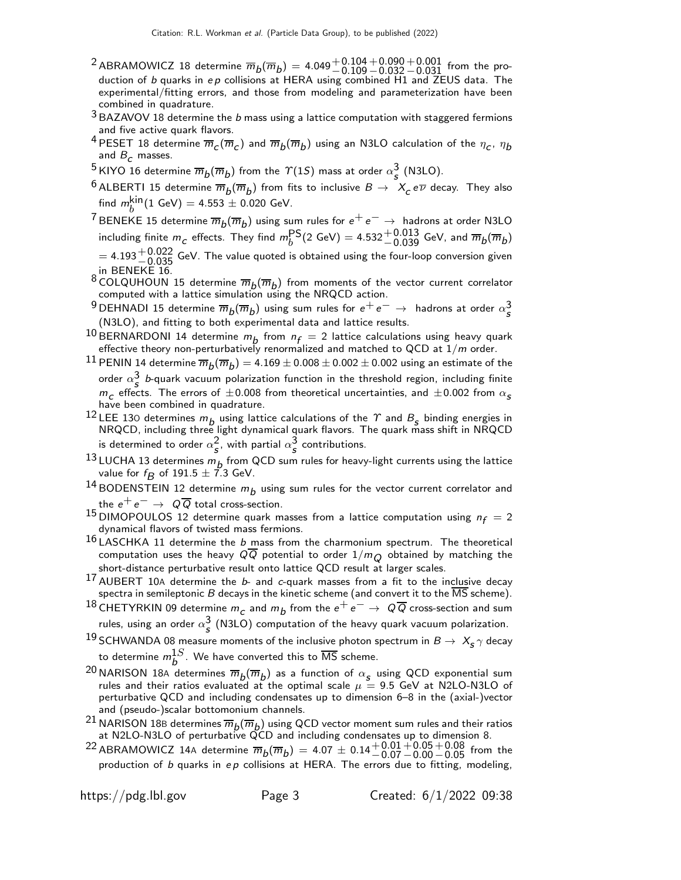[2] ABRAMOWICZ 18 determine $\overline{m}_b(\overline{m}_b) = 4.049^{+0.104}_{-0.109}{}^{+0.090}_{-0.032}{}^{+0.001}_{-0.031}$ from the production of $b$ quarks in $ep$ collisions at HERA using combined H1 and ZEUS data. The experimental/fitting errors, and those from modeling and parameterization have been combined in quadrature.

[3] BAZAVOV 18 determine the $b$ mass using a lattice computation with staggered fermions and five active quark flavors.

[4] PESET 18 determine $\overline{m}_c(\overline{m}_c)$ and $\overline{m}_b(\overline{m}_b)$ using an N3LO calculation of the $\eta_c$, $\eta_b$ and $B_c$ masses.

[5] KIYO 16 determine $\overline{m}_b(\overline{m}_b)$ from the $\Upsilon(1S)$ mass at order $\alpha_s^3$ (N3LO).

[6] ALBERTI 15 determine $\overline{m}_b(\overline{m}_b)$ from fits to inclusive $B \to X_c e \overline{\nu}$ decay. They also find $m_b^{\rm kin}(1 \text{ GeV}) = 4.553 \pm 0.020$ GeV.

[7] BENEKE 15 determine $\overline{m}_b(\overline{m}_b)$ using sum rules for $e^+e^- \to$ hadrons at order N3LO including finite $m_c$ effects. They find $m_b^{\rm PS}(2 \text{ GeV}) = 4.532^{+0.013}_{-0.039}$ GeV, and $\overline{m}_b(\overline{m}_b) = 4.193^{+0.022}_{-0.035}$ GeV. The value quoted is obtained using the four-loop conversion given in BENEKE 16.

[8] COLQUHOUN 15 determine $\overline{m}_b(\overline{m}_b)$ from moments of the vector current correlator computed with a lattice simulation using the NRQCD action.

[9] DEHNADI 15 determine $\overline{m}_b(\overline{m}_b)$ using sum rules for $e^+e^- \to$ hadrons at order $\alpha_s^3$ (N3LO), and fitting to both experimental data and lattice results.

[10] BERNARDONI 14 determine $m_b$ from $n_f = 2$ lattice calculations using heavy quark effective theory non-perturbatively renormalized and matched to QCD at $1/m$ order.

[11] PENIN 14 determine $\overline{m}_b(\overline{m}_b) = 4.169 \pm 0.008 \pm 0.002 \pm 0.002$ using an estimate of the order $\alpha_s^3$ $b$-quark vacuum polarization function in the threshold region, including finite $m_c$ effects. The errors of $\pm 0.008$ from theoretical uncertainties, and $\pm 0.002$ from $\alpha_s$ have been combined in quadrature.

[12] LEE 13O determines $m_b$ using lattice calculations of the $\Upsilon$ and $B_s$ binding energies in NRQCD, including three light dynamical quark flavors. The quark mass shift in NRQCD is determined to order $\alpha_s^2$, with partial $\alpha_s^3$ contributions.

[13] LUCHA 13 determines $m_b$ from QCD sum rules for heavy-light currents using the lattice value for $f_B$ of $191.5 \pm 7.3$ GeV.

[14] BODENSTEIN 12 determine $m_b$ using sum rules for the vector current correlator and the $e^+e^- \to Q\overline{Q}$ total cross-section.

[15] DIMOPOULOS 12 determine quark masses from a lattice computation using $n_f = 2$ dynamical flavors of twisted mass fermions.

[16] LASCHKA 11 determine the $b$ mass from the charmonium spectrum. The theoretical computation uses the heavy $Q\overline{Q}$ potential to order $1/m_Q$ obtained by matching the short-distance perturbative result onto lattice QCD result at larger scales.

[17] AUBERT 10A determine the $b$- and $c$-quark masses from a fit to the inclusive decay spectra in semileptonic $B$ decays in the kinetic scheme (and convert it to the $\overline{\rm MS}$ scheme).

[18] CHETYRKIN 09 determine $m_c$ and $m_b$ from the $e^+e^- \to Q\overline{Q}$ cross-section and sum rules, using an order $\alpha_s^3$ (N3LO) computation of the heavy quark vacuum polarization.

[19] SCHWANDA 08 measure moments of the inclusive photon spectrum in $B \to X_s \gamma$ decay to determine $m_b^{1S}$. We have converted this to $\overline{\rm MS}$ scheme.

[20] NARISON 18A determines $\overline{m}_b(\overline{m}_b)$ as a function of $\alpha_s$ using QCD exponential sum rules and their ratios evaluated at the optimal scale $\mu = 9.5$ GeV at N2LO-N3LO of perturbative QCD and including condensates up to dimension 6–8 in the (axial-)vector and (pseudo-)scalar bottomonium channels.

[21] NARISON 18B determines $\overline{m}_b(\overline{m}_b)$ using QCD vector moment sum rules and their ratios at N2LO-N3LO of perturbative QCD and including condensates up to dimension 8.

[22] ABRAMOWICZ 14A determine $\overline{m}_b(\overline{m}_b) = 4.07 \pm 0.14^{+0.01}_{-0.07}{}^{+0.05}_{-0.00}{}^{+0.08}_{-0.05}$ from the production of $b$ quarks in $ep$ collisions at HERA. The errors due to fitting, modeling,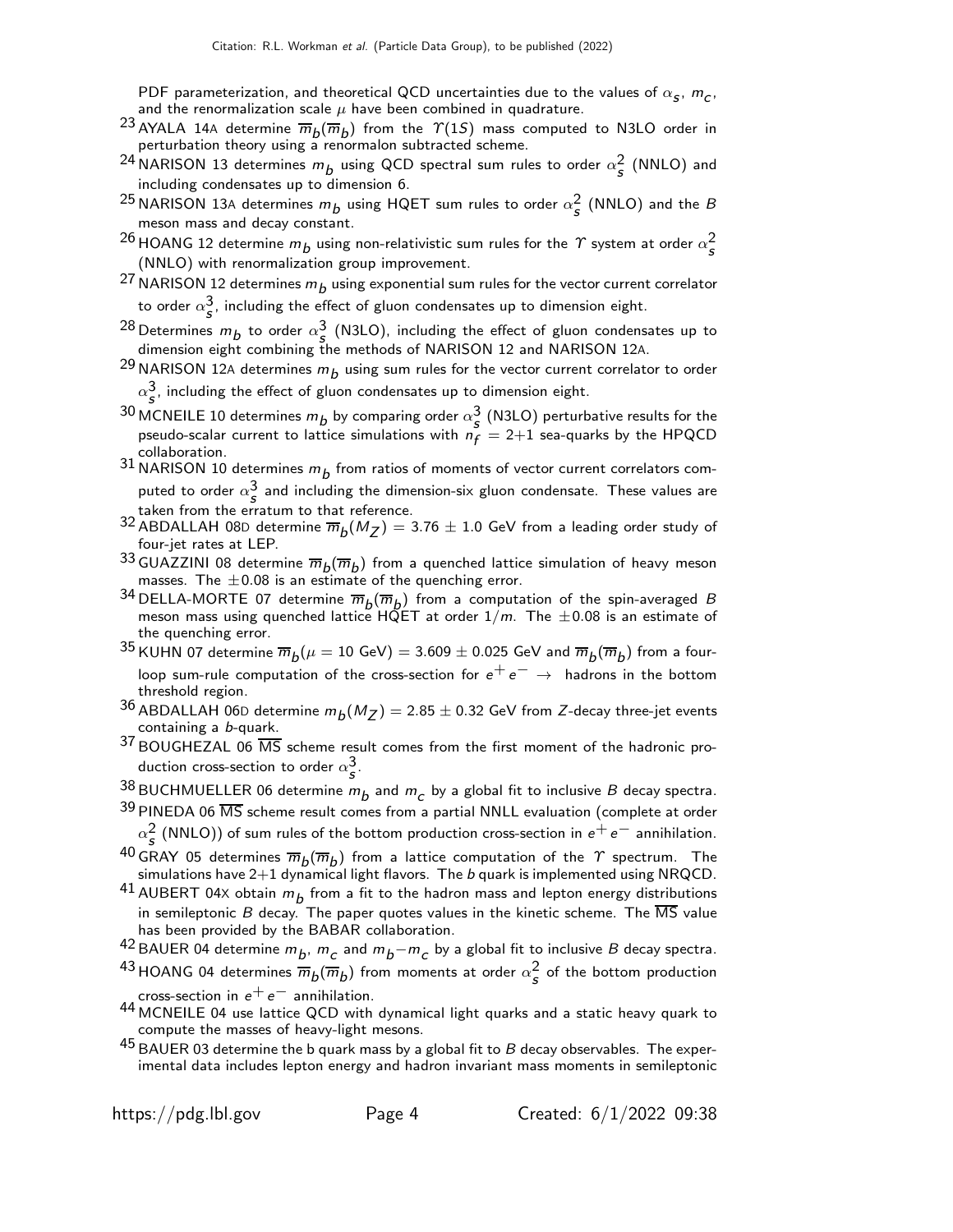PDF parameterization, and theoretical QCD uncertainties due to the values of $\alpha_s$, $m_c$, and the renormalization scale $\mu$ have been combined in quadrature.

[23] AYALA 14A determine $\overline{m}_b(\overline{m}_b)$ from the $\Upsilon(1S)$ mass computed to N3LO order in perturbation theory using a renormalon subtracted scheme.

[24] NARISON 13 determines $m_b$ using QCD spectral sum rules to order $\alpha_s^2$ (NNLO) and including condensates up to dimension 6.

[25] NARISON 13A determines $m_b$ using HQET sum rules to order $\alpha_s^2$ (NNLO) and the $B$ meson mass and decay constant.

[26] HOANG 12 determine $m_b$ using non-relativistic sum rules for the $\Upsilon$ system at order $\alpha_s^2$ (NNLO) with renormalization group improvement.

[27] NARISON 12 determines $m_b$ using exponential sum rules for the vector current correlator to order $\alpha_s^3$, including the effect of gluon condensates up to dimension eight.

[28] Determines $m_b$ to order $\alpha_s^3$ (N3LO), including the effect of gluon condensates up to dimension eight combining the methods of NARISON 12 and NARISON 12A.

[29] NARISON 12A determines $m_b$ using sum rules for the vector current correlator to order $\alpha_s^3$, including the effect of gluon condensates up to dimension eight.

[30] MCNEILE 10 determines $m_b$ by comparing order $\alpha_s^3$ (N3LO) perturbative results for the pseudo-scalar current to lattice simulations with $n_f$ = 2+1 sea-quarks by the HPQCD collaboration.

[31] NARISON 10 determines $m_b$ from ratios of moments of vector current correlators computed to order $\alpha_s^3$ and including the dimension-six gluon condensate. These values are taken from the erratum to that reference.

[32] ABDALLAH 08D determine $\overline{m}_b(M_Z)$ = 3.76 $\pm$ 1.0 GeV from a leading order study of four-jet rates at LEP.

[33] GUAZZINI 08 determine $\overline{m}_b(\overline{m}_b)$ from a quenched lattice simulation of heavy meson masses. The $\pm$0.08 is an estimate of the quenching error.

[34] DELLA-MORTE 07 determine $\overline{m}_b(\overline{m}_b)$ from a computation of the spin-averaged $B$ meson mass using quenched lattice HQET at order $1/m$. The $\pm$0.08 is an estimate of the quenching error.

[35] KUHN 07 determine $\overline{m}_b(\mu = 10 \text{ GeV})$ = 3.609 $\pm$ 0.025 GeV and $\overline{m}_b(\overline{m}_b)$ from a four-loop sum-rule computation of the cross-section for $e^+e^- \rightarrow$ hadrons in the bottom threshold region.

[36] ABDALLAH 06D determine $m_b(M_Z)$ = 2.85 $\pm$ 0.32 GeV from $Z$-decay three-jet events containing a $b$-quark.

[37] BOUGHEZAL 06 $\overline{\text{MS}}$ scheme result comes from the first moment of the hadronic production cross-section to order $\alpha_s^3$.

[38] BUCHMUELLER 06 determine $m_b$ and $m_c$ by a global fit to inclusive $B$ decay spectra.

[39] PINEDA 06 $\overline{\text{MS}}$ scheme result comes from a partial NNLL evaluation (complete at order $\alpha_s^2$ (NNLO)) of sum rules of the bottom production cross-section in $e^+e^-$ annihilation.

[40] GRAY 05 determines $\overline{m}_b(\overline{m}_b)$ from a lattice computation of the $\Upsilon$ spectrum. The simulations have 2+1 dynamical light flavors. The $b$ quark is implemented using NRQCD.

[41] AUBERT 04X obtain $m_b$ from a fit to the hadron mass and lepton energy distributions in semileptonic $B$ decay. The paper quotes values in the kinetic scheme. The $\overline{\text{MS}}$ value has been provided by the BABAR collaboration.

[42] BAUER 04 determine $m_b$, $m_c$ and $m_b - m_c$ by a global fit to inclusive $B$ decay spectra.

[43] HOANG 04 determines $\overline{m}_b(\overline{m}_b)$ from moments at order $\alpha_s^2$ of the bottom production cross-section in $e^+e^-$ annihilation.

[44] MCNEILE 04 use lattice QCD with dynamical light quarks and a static heavy quark to compute the masses of heavy-light mesons.

[45] BAUER 03 determine the b quark mass by a global fit to $B$ decay observables. The experimental data includes lepton energy and hadron invariant mass moments in semileptonic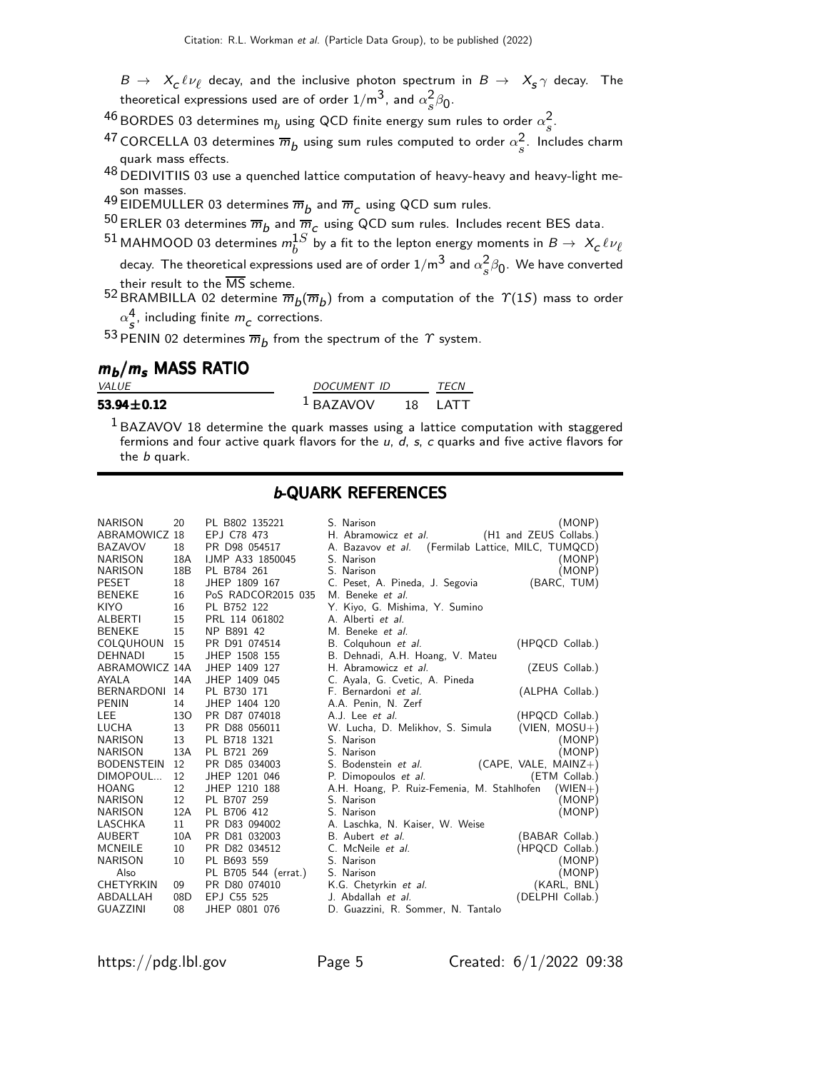$B \to X_c \ell \nu_\ell$ decay, and the inclusive photon spectrum in $B \to X_s \gamma$ decay. The theoretical expressions used are of order $1/m^3$, and $\alpha_s^2 \beta_0$.

[46] BORDES 03 determines $m_b$ using QCD finite energy sum rules to order $\alpha_s^2$.

[47] CORCELLA 03 determines $\overline{m}_b$ using sum rules computed to order $\alpha_s^2$. Includes charm quark mass effects.

[48] DEDIVITIIS 03 use a quenched lattice computation of heavy-heavy and heavy-light meson masses.

[49] EIDEMULLER 03 determines $\overline{m}_b$ and $\overline{m}_c$ using QCD sum rules.

[50] ERLER 03 determines $\overline{m}_b$ and $\overline{m}_c$ using QCD sum rules. Includes recent BES data.

[51] MAHMOOD 03 determines $m_b^{1S}$ by a fit to the lepton energy moments in $B \to X_c \ell \nu_\ell$ decay. The theoretical expressions used are of order $1/m^3$ and $\alpha_s^2 \beta_0$. We have converted their result to the $\overline{\text{MS}}$ scheme.

[52] BRAMBILLA 02 determine $\overline{m}_b(\overline{m}_b)$ from a computation of the $\Upsilon(1S)$ mass to order $\alpha_s^4$, including finite $m_c$ corrections.

[53] PENIN 02 determines $\overline{m}_b$ from the spectrum of the $\Upsilon$ system.

## $m_b/m_s$ MASS RATIO

| VALUE | DOCUMENT ID | | TECN |
|---|---|---|---|
| **53.94±0.12** | [1] BAZAVOV | 18 | LATT |

[1] BAZAVOV 18 determine the quark masses using a lattice computation with staggered fermions and four active quark flavors for the $u$, $d$, $s$, $c$ quarks and five active flavors for the $b$ quark.

## *b*-QUARK REFERENCES

| | | | | |
|---|---|---|---|---|
| NARISON | 20 | PL B802 135221 | S. Narison | (MONP) |
| ABRAMOWICZ | 18 | EPJ C78 473 | H. Abramowicz *et al.* | (H1 and ZEUS Collabs.) |
| BAZAVOV | 18 | PR D98 054517 | A. Bazavov *et al.* | (Fermilab Lattice, MILC, TUMQCD) |
| NARISON | 18A | IJMP A33 1850045 | S. Narison | (MONP) |
| NARISON | 18B | PL B784 261 | S. Narison | (MONP) |
| PESET | 18 | JHEP 1809 167 | C. Peset, A. Pineda, J. Segovia | (BARC, TUM) |
| BENEKE | 16 | PoS RADCOR2015 035 | M. Beneke *et al.* | |
| KIYO | 16 | PL B752 122 | Y. Kiyo, G. Mishima, Y. Sumino | |
| ALBERTI | 15 | PRL 114 061802 | A. Alberti *et al.* | |
| BENEKE | 15 | NP B891 42 | M. Beneke *et al.* | |
| COLQUHOUN | 15 | PR D91 074514 | B. Colquhoun *et al.* | (HPQCD Collab.) |
| DEHNADI | 15 | JHEP 1508 155 | B. Dehnadi, A.H. Hoang, V. Mateu | |
| ABRAMOWICZ | 14A | JHEP 1409 127 | H. Abramowicz *et al.* | (ZEUS Collab.) |
| AYALA | 14A | JHEP 1409 045 | C. Ayala, G. Cvetic, A. Pineda | |
| BERNARDONI | 14 | PL B730 171 | F. Bernardoni *et al.* | (ALPHA Collab.) |
| PENIN | 14 | JHEP 1404 120 | A.A. Penin, N. Zerf | |
| LEE | 13O | PR D87 074018 | A.J. Lee *et al.* | (HPQCD Collab.) |
| LUCHA | 13 | PR D88 056011 | W. Lucha, D. Melikhov, S. Simula | (VIEN, MOSU+) |
| NARISON | 13 | PL B718 1321 | S. Narison | (MONP) |
| NARISON | 13A | PL B721 269 | S. Narison | (MONP) |
| BODENSTEIN | 12 | PR D85 034003 | S. Bodenstein *et al.* | (CAPE, VALE, MAINZ+) |
| DIMOPOUL... | 12 | JHEP 1201 046 | P. Dimopoulos *et al.* | (ETM Collab.) |
| HOANG | 12 | JHEP 1210 188 | A.H. Hoang, P. Ruiz-Femenia, M. Stahlhofen | (WIEN+) |
| NARISON | 12 | PL B707 259 | S. Narison | (MONP) |
| NARISON | 12A | PL B706 412 | S. Narison | (MONP) |
| LASCHKA | 11 | PR D83 094002 | A. Laschka, N. Kaiser, W. Weise | |
| AUBERT | 10A | PR D81 032003 | B. Aubert *et al.* | (BABAR Collab.) |
| MCNEILE | 10 | PR D82 034512 | C. McNeile *et al.* | (HPQCD Collab.) |
| NARISON | 10 | PL B693 559 | S. Narison | (MONP) |
| Also | | PL B705 544 (errat.) | S. Narison | (MONP) |
| CHETYRKIN | 09 | PR D80 074010 | K.G. Chetyrkin *et al.* | (KARL, BNL) |
| ABDALLAH | 08D | EPJ C55 525 | J. Abdallah *et al.* | (DELPHI Collab.) |
| GUAZZINI | 08 | JHEP 0801 076 | D. Guazzini, R. Sommer, N. Tantalo | |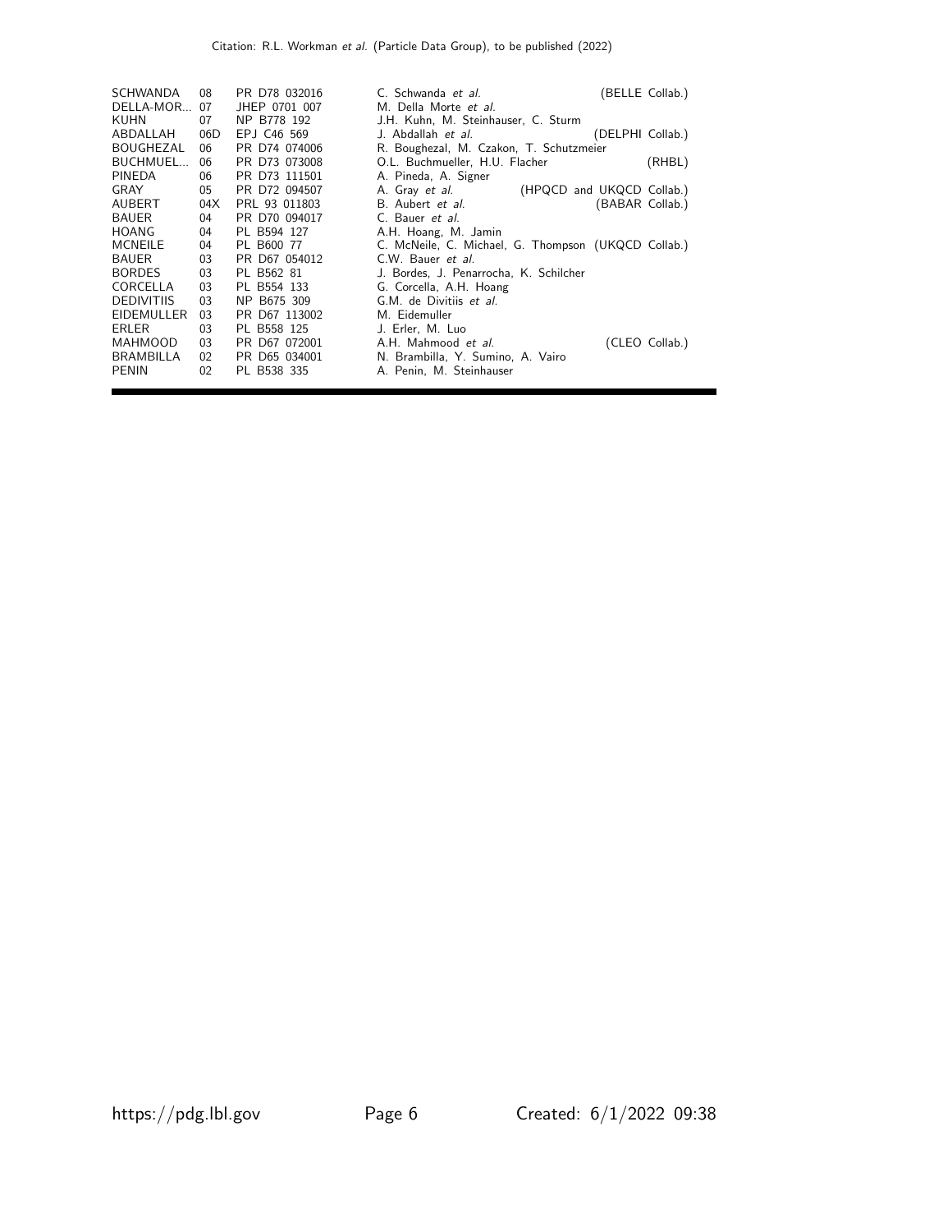| | | | | |
|---|---|---|---|---|
| SCHWANDA | 08 | PR D78 032016 | C. Schwanda *et al.* | (BELLE Collab.) |
| DELLA-MOR... | 07 | JHEP 0701 007 | M. Della Morte *et al.* | |
| KUHN | 07 | NP B778 192 | J.H. Kuhn, M. Steinhauser, C. Sturm | |
| ABDALLAH | 06D | EPJ C46 569 | J. Abdallah *et al.* | (DELPHI Collab.) |
| BOUGHEZAL | 06 | PR D74 074006 | R. Boughezal, M. Czakon, T. Schutzmeier | |
| BUCHMUEL... | 06 | PR D73 073008 | O.L. Buchmueller, H.U. Flacher | (RHBL) |
| PINEDA | 06 | PR D73 111501 | A. Pineda, A. Signer | |
| GRAY | 05 | PR D72 094507 | A. Gray *et al.* | (HPQCD and UKQCD Collab.) |
| AUBERT | 04X | PRL 93 011803 | B. Aubert *et al.* | (BABAR Collab.) |
| BAUER | 04 | PR D70 094017 | C. Bauer *et al.* | |
| HOANG | 04 | PL B594 127 | A.H. Hoang, M. Jamin | |
| MCNEILE | 04 | PL B600 77 | C. McNeile, C. Michael, G. Thompson | (UKQCD Collab.) |
| BAUER | 03 | PR D67 054012 | C.W. Bauer *et al.* | |
| BORDES | 03 | PL B562 81 | J. Bordes, J. Penarrocha, K. Schilcher | |
| CORCELLA | 03 | PL B554 133 | G. Corcella, A.H. Hoang | |
| DEDIVITIIS | 03 | NP B675 309 | G.M. de Divitiis *et al.* | |
| EIDEMULLER | 03 | PR D67 113002 | M. Eidemuller | |
| ERLER | 03 | PL B558 125 | J. Erler, M. Luo | |
| MAHMOOD | 03 | PR D67 072001 | A.H. Mahmood *et al.* | (CLEO Collab.) |
| BRAMBILLA | 02 | PR D65 034001 | N. Brambilla, Y. Sumino, A. Vairo | |
| PENIN | 02 | PL B538 335 | A. Penin, M. Steinhauser | |